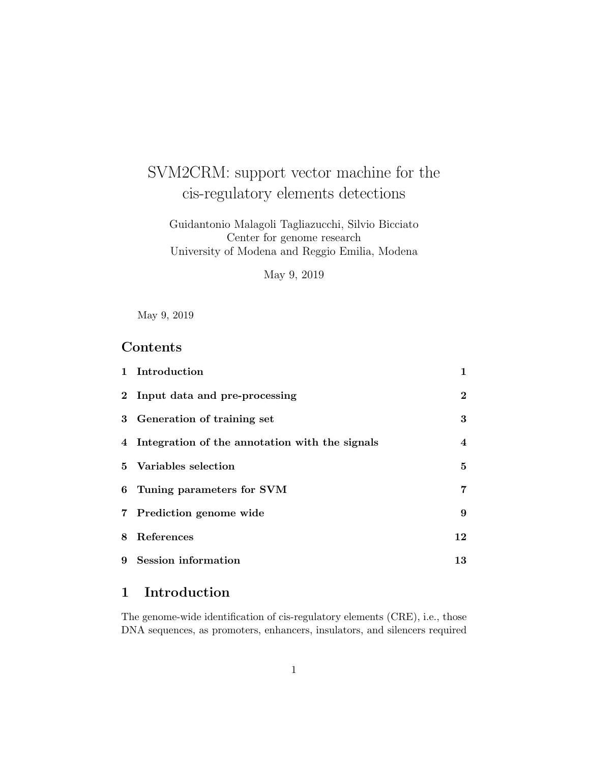# SVM2CRM: support vector machine for the cis-regulatory elements detections

Guidantonio Malagoli Tagliazucchi, Silvio Bicciato
Center for genome research
University of Modena and Reggio Emilia, Modena

May 9, 2019

May 9, 2019

## Contents

| | | |
|---|---|---|
| 1 | Introduction | 1 |
| 2 | Input data and pre-processing | 2 |
| 3 | Generation of training set | 3 |
| 4 | Integration of the annotation with the signals | 4 |
| 5 | Variables selection | 5 |
| 6 | Tuning parameters for SVM | 7 |
| 7 | Prediction genome wide | 9 |
| 8 | References | 12 |
| 9 | Session information | 13 |

## 1 Introduction

The genome-wide identification of cis-regulatory elements (CRE), i.e., those DNA sequences, as promoters, enhancers, insulators, and silencers required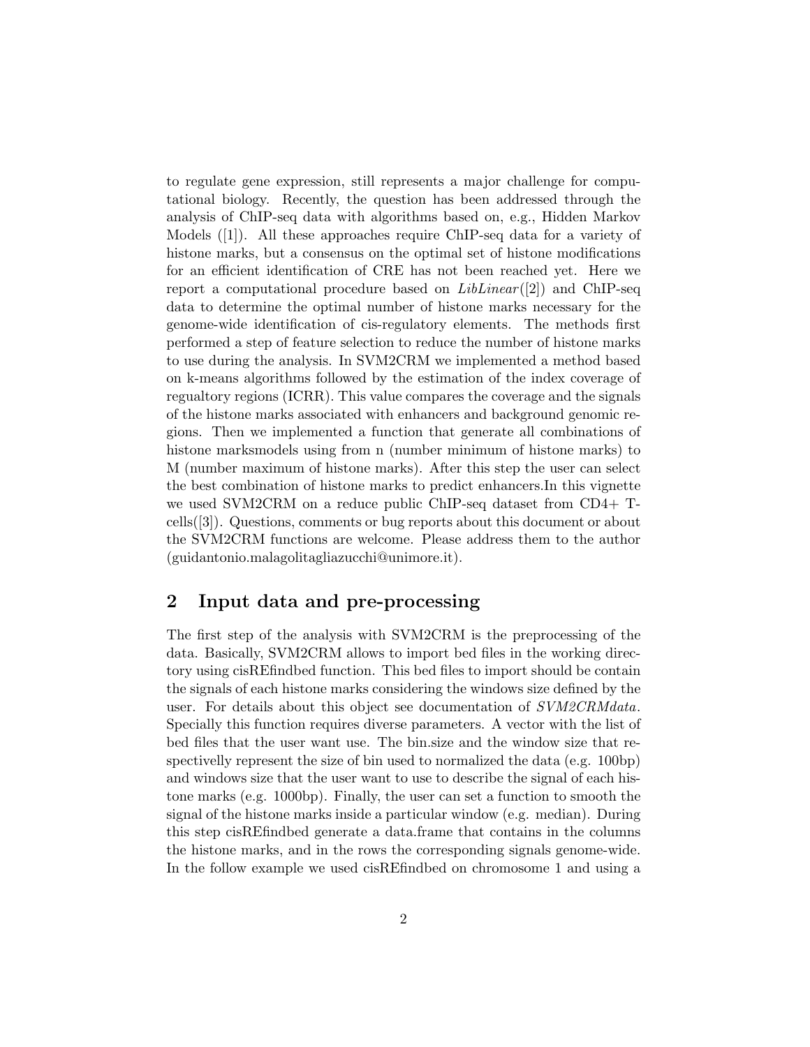to regulate gene expression, still represents a major challenge for computational biology. Recently, the question has been addressed through the analysis of ChIP-seq data with algorithms based on, e.g., Hidden Markov Models ([1]). All these approaches require ChIP-seq data for a variety of histone marks, but a consensus on the optimal set of histone modifications for an efficient identification of CRE has not been reached yet. Here we report a computational procedure based on *LibLinear*([2]) and ChIP-seq data to determine the optimal number of histone marks necessary for the genome-wide identification of cis-regulatory elements. The methods first performed a step of feature selection to reduce the number of histone marks to use during the analysis. In SVM2CRM we implemented a method based on k-means algorithms followed by the estimation of the index coverage of regualtory regions (ICRR). This value compares the coverage and the signals of the histone marks associated with enhancers and background genomic regions. Then we implemented a function that generate all combinations of histone marksmodels using from n (number minimum of histone marks) to M (number maximum of histone marks). After this step the user can select the best combination of histone marks to predict enhancers.In this vignette we used SVM2CRM on a reduce public ChIP-seq dataset from CD4+ T-cells([3]). Questions, comments or bug reports about this document or about the SVM2CRM functions are welcome. Please address them to the author (guidantonio.malagolitagliazucchi@unimore.it).

## 2 Input data and pre-processing

The first step of the analysis with SVM2CRM is the preprocessing of the data. Basically, SVM2CRM allows to import bed files in the working directory using cisREfindbed function. This bed files to import should be contain the signals of each histone marks considering the windows size defined by the user. For details about this object see documentation of *SVM2CRMdata*. Specially this function requires diverse parameters. A vector with the list of bed files that the user want use. The bin.size and the window size that respectivelly represent the size of bin used to normalized the data (e.g. 100bp) and windows size that the user want to use to describe the signal of each histone marks (e.g. 1000bp). Finally, the user can set a function to smooth the signal of the histone marks inside a particular window (e.g. median). During this step cisREfindbed generate a data.frame that contains in the columns the histone marks, and in the rows the corresponding signals genome-wide. In the follow example we used cisREfindbed on chromosome 1 and using a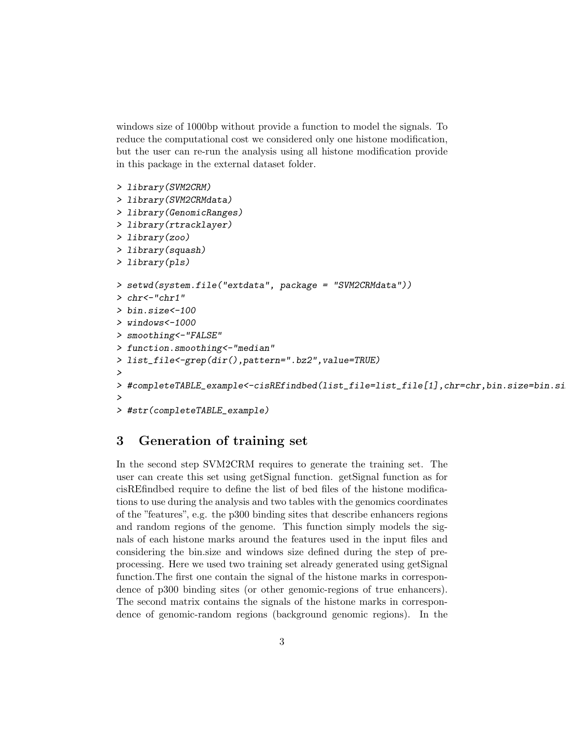windows size of 1000bp without provide a function to model the signals. To reduce the computational cost we considered only one histone modification, but the user can re-run the analysis using all histone modification provide in this package in the external dataset folder.

```
> library(SVM2CRM)
> library(SVM2CRMdata)
> library(GenomicRanges)
> library(rtracklayer)
> library(zoo)
> library(squash)
> library(pls)

> setwd(system.file("extdata", package = "SVM2CRMdata"))
> chr<-"chr1"
> bin.size<-100
> windows<-1000
> smoothing<-"FALSE"
> function.smoothing<-"median"
> list_file<-grep(dir(),pattern=".bz2",value=TRUE)
>
> #completeTABLE_example<-cisREfindbed(list_file=list_file[1],chr=chr,bin.size=bin.si
>
> #str(completeTABLE_example)
```

## 3 Generation of training set

In the second step SVM2CRM requires to generate the training set. The user can create this set using getSignal function. getSignal function as for cisREfindbed require to define the list of bed files of the histone modifications to use during the analysis and two tables with the genomics coordinates of the "features", e.g. the p300 binding sites that describe enhancers regions and random regions of the genome. This function simply models the signals of each histone marks around the features used in the input files and considering the bin.size and windows size defined during the step of preprocessing. Here we used two training set already generated using getSignal function.The first one contain the signal of the histone marks in correspondence of p300 binding sites (or other genomic-regions of true enhancers). The second matrix contains the signals of the histone marks in correspondence of genomic-random regions (background genomic regions). In the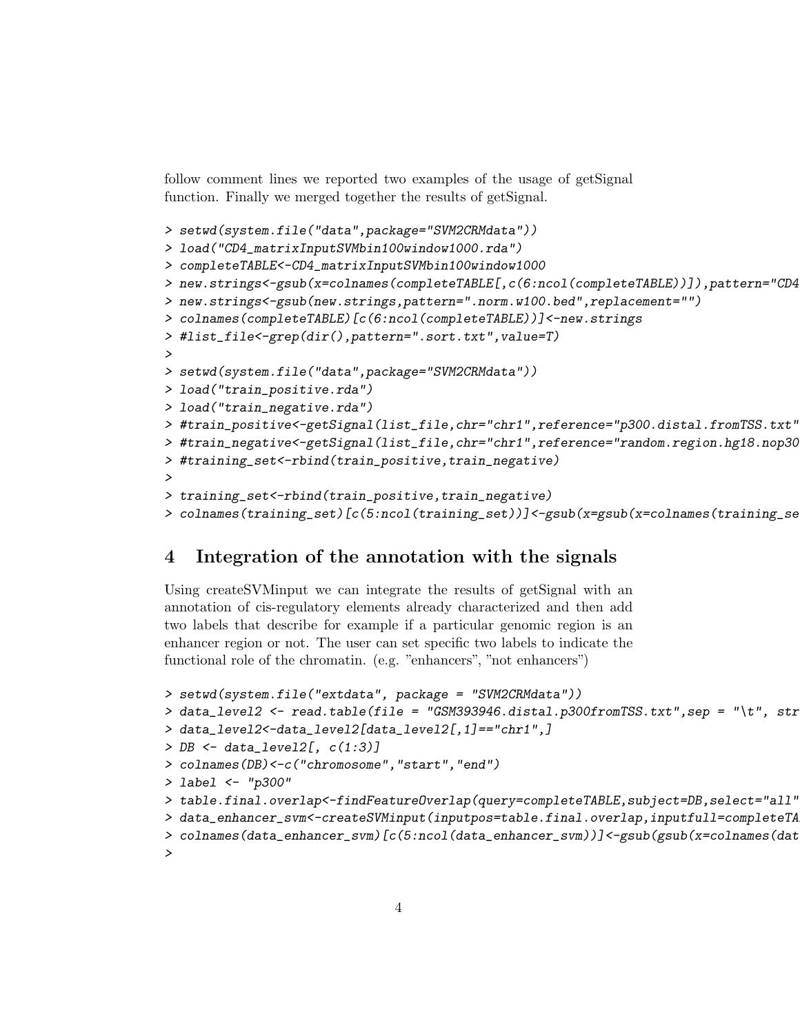follow comment lines we reported two examples of the usage of getSignal function. Finally we merged together the results of getSignal.

```
> setwd(system.file("data",package="SVM2CRMdata"))
> load("CD4_matrixInputSVMbin100window1000.rda")
> completeTABLE<-CD4_matrixInputSVMbin100window1000
> new.strings<-gsub(x=colnames(completeTABLE[,c(6:ncol(completeTABLE))]),pattern="CD4
> new.strings<-gsub(new.strings,pattern=".norm.w100.bed",replacement="")
> colnames(completeTABLE)[c(6:ncol(completeTABLE))]<-new.strings
> #list_file<-grep(dir(),pattern=".sort.txt",value=T)
>
> setwd(system.file("data",package="SVM2CRMdata"))
> load("train_positive.rda")
> load("train_negative.rda")
> #train_positive<-getSignal(list_file,chr="chr1",reference="p300.distal.fromTSS.txt"
> #train_negative<-getSignal(list_file,chr="chr1",reference="random.region.hg18.nop30
> #training_set<-rbind(train_positive,train_negative)
>
> training_set<-rbind(train_positive,train_negative)
> colnames(training_set)[c(5:ncol(training_set))]<-gsub(x=gsub(x=colnames(training_se
```

# 4 Integration of the annotation with the signals

Using createSVMinput we can integrate the results of getSignal with an annotation of cis-regulatory elements already characterized and then add two labels that describe for example if a particular genomic region is an enhancer region or not. The user can set specific two labels to indicate the functional role of the chromatin. (e.g. "enhancers", "not enhancers")

```
> setwd(system.file("extdata", package = "SVM2CRMdata"))
> data_level2 <- read.table(file = "GSM393946.distal.p300fromTSS.txt",sep = "\t", str
> data_level2<-data_level2[data_level2[,1]=="chr1",]
> DB <- data_level2[, c(1:3)]
> colnames(DB)<-c("chromosome","start","end")
> label <- "p300"
> table.final.overlap<-findFeatureOverlap(query=completeTABLE,subject=DB,select="all"
> data_enhancer_svm<-createSVMinput(inputpos=table.final.overlap,inputfull=completeTA
> colnames(data_enhancer_svm)[c(5:ncol(data_enhancer_svm))]<-gsub(gsub(x=colnames(dat
>
```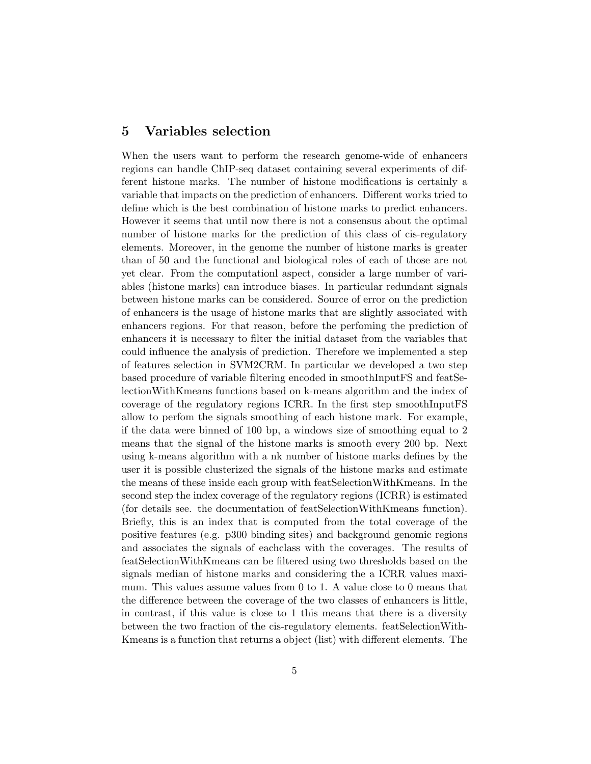## 5 Variables selection

When the users want to perform the research genome-wide of enhancers regions can handle ChIP-seq dataset containing several experiments of different histone marks. The number of histone modifications is certainly a variable that impacts on the prediction of enhancers. Different works tried to define which is the best combination of histone marks to predict enhancers. However it seems that until now there is not a consensus about the optimal number of histone marks for the prediction of this class of cis-regulatory elements. Moreover, in the genome the number of histone marks is greater than of 50 and the functional and biological roles of each of those are not yet clear. From the computationl aspect, consider a large number of variables (histone marks) can introduce biases. In particular redundant signals between histone marks can be considered. Source of error on the prediction of enhancers is the usage of histone marks that are slightly associated with enhancers regions. For that reason, before the perfoming the prediction of enhancers it is necessary to filter the initial dataset from the variables that could influence the analysis of prediction. Therefore we implemented a step of features selection in SVM2CRM. In particular we developed a two step based procedure of variable filtering encoded in smoothInputFS and featSelectionWithKmeans functions based on k-means algorithm and the index of coverage of the regulatory regions ICRR. In the first step smoothInputFS allow to perfom the signals smoothing of each histone mark. For example, if the data were binned of 100 bp, a windows size of smoothing equal to 2 means that the signal of the histone marks is smooth every 200 bp. Next using k-means algorithm with a nk number of histone marks defines by the user it is possible clusterized the signals of the histone marks and estimate the means of these inside each group with featSelectionWithKmeans. In the second step the index coverage of the regulatory regions (ICRR) is estimated (for details see. the documentation of featSelectionWithKmeans function). Briefly, this is an index that is computed from the total coverage of the positive features (e.g. p300 binding sites) and background genomic regions and associates the signals of eachclass with the coverages. The results of featSelectionWithKmeans can be filtered using two thresholds based on the signals median of histone marks and considering the a ICRR values maximum. This values assume values from 0 to 1. A value close to 0 means that the difference between the coverage of the two classes of enhancers is little, in contrast, if this value is close to 1 this means that there is a diversity between the two fraction of the cis-regulatory elements. featSelectionWithKmeans is a function that returns a object (list) with different elements. The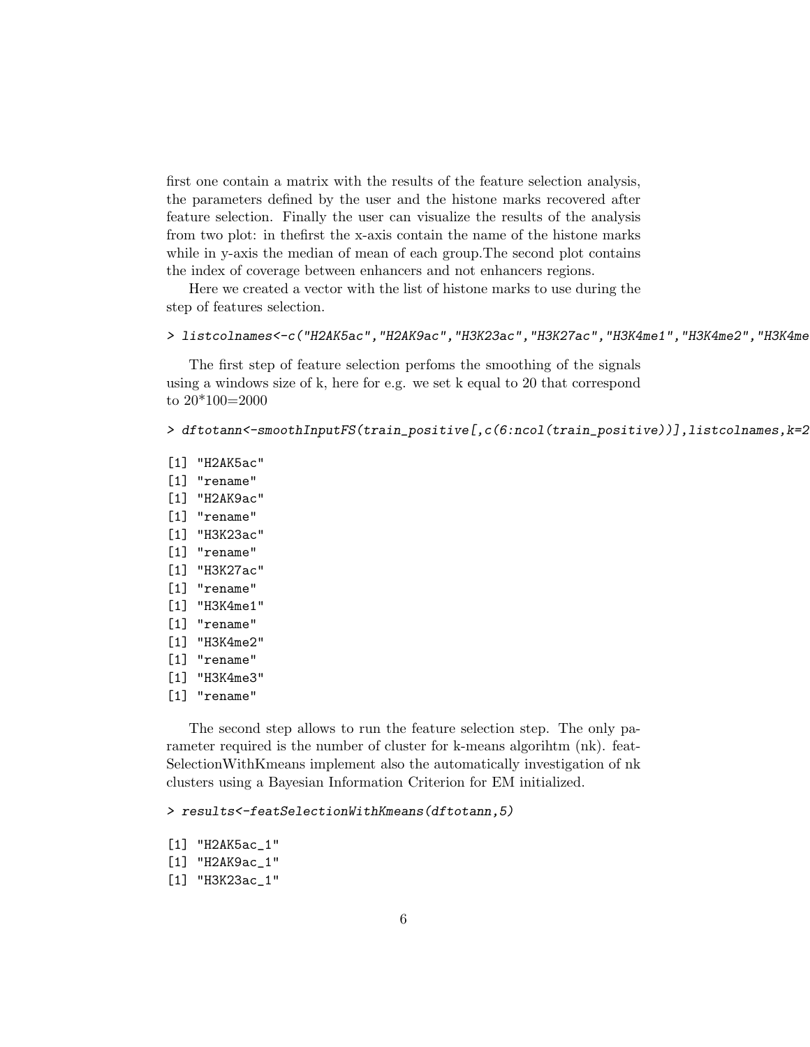first one contain a matrix with the results of the feature selection analysis, the parameters defined by the user and the histone marks recovered after feature selection. Finally the user can visualize the results of the analysis from two plot: in thefirst the x-axis contain the name of the histone marks while in y-axis the median of mean of each group.The second plot contains the index of coverage between enhancers and not enhancers regions.

Here we created a vector with the list of histone marks to use during the step of features selection.

```
> listcolnames<-c("H2AK5ac","H2AK9ac","H3K23ac","H3K27ac","H3K4me1","H3K4me2","H3K4me
```

The first step of feature selection perfoms the smoothing of the signals using a windows size of k, here for e.g. we set k equal to 20 that correspond to 20*100=2000

```
> dftotann<-smoothInputFS(train_positive[,c(6:ncol(train_positive))],listcolnames,k=2

[1] "H2AK5ac"
[1] "rename"
[1] "H2AK9ac"
[1] "rename"
[1] "H3K23ac"
[1] "rename"
[1] "H3K27ac"
[1] "rename"
[1] "H3K4me1"
[1] "rename"
[1] "H3K4me2"
[1] "rename"
[1] "H3K4me3"
[1] "rename"
```

The second step allows to run the feature selection step. The only parameter required is the number of cluster for k-means algorihtm (nk). featSelectionWithKmeans implement also the automatically investigation of nk clusters using a Bayesian Information Criterion for EM initialized.

```
> results<-featSelectionWithKmeans(dftotann,5)

[1] "H2AK5ac_1"
[1] "H2AK9ac_1"
[1] "H3K23ac_1"
```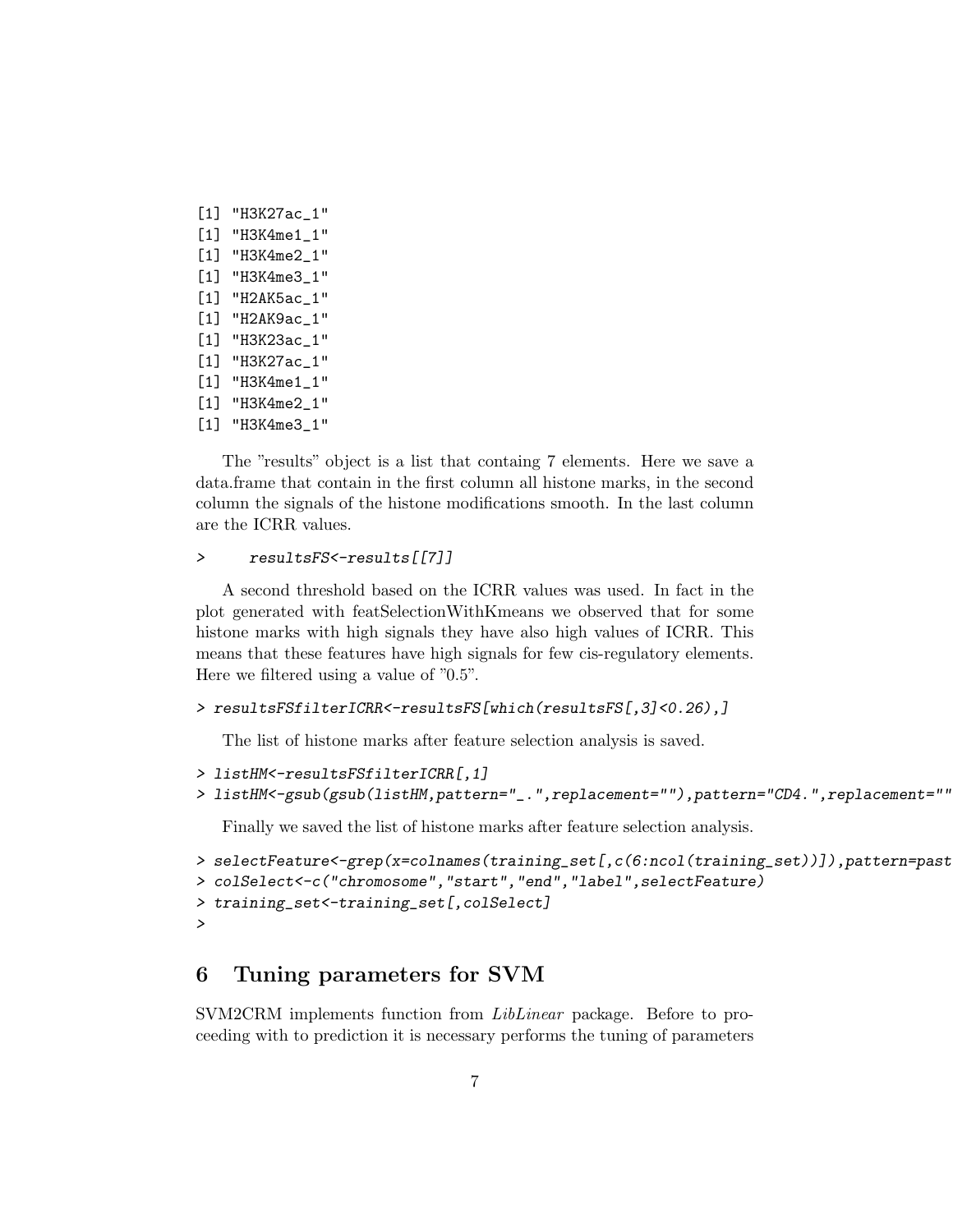```
[1] "H3K27ac_1"
[1] "H3K4me1_1"
[1] "H3K4me2_1"
[1] "H3K4me3_1"
[1] "H2AK5ac_1"
[1] "H2AK9ac_1"
[1] "H3K23ac_1"
[1] "H3K27ac_1"
[1] "H3K4me1_1"
[1] "H3K4me2_1"
[1] "H3K4me3_1"
```

The "results" object is a list that containg 7 elements. Here we save a data.frame that contain in the first column all histone marks, in the second column the signals of the histone modifications smooth. In the last column are the ICRR values.

```
>      resultsFS<-results[[7]]
```

A second threshold based on the ICRR values was used. In fact in the plot generated with featSelectionWithKmeans we observed that for some histone marks with high signals they have also high values of ICRR. This means that these features have high signals for few cis-regulatory elements. Here we filtered using a value of "0.5".

```
> resultsFSfilterICRR<-resultsFS[which(resultsFS[,3]<0.26),]
```

The list of histone marks after feature selection analysis is saved.

```
> listHM<-resultsFSfilterICRR[,1]
> listHM<-gsub(gsub(listHM,pattern="_.",replacement=""),pattern="CD4.",replacement=""
```

Finally we saved the list of histone marks after feature selection analysis.

```
> selectFeature<-grep(x=colnames(training_set[,c(6:ncol(training_set))]),pattern=past
> colSelect<-c("chromosome","start","end","label",selectFeature)
> training_set<-training_set[,colSelect]
>
```

## 6 Tuning parameters for SVM

SVM2CRM implements function from *LibLinear* package. Before to proceeding with to prediction it is necessary performs the tuning of parameters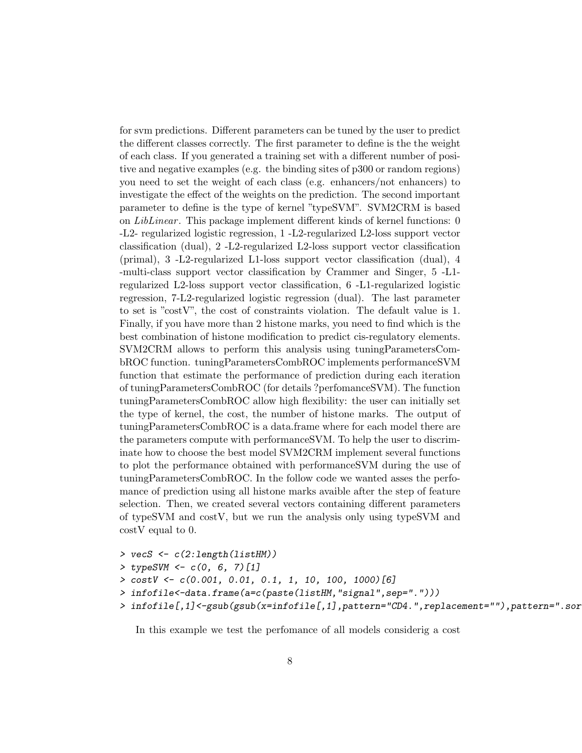for svm predictions. Different parameters can be tuned by the user to predict the different classes correctly. The first parameter to define is the the weight of each class. If you generated a training set with a different number of positive and negative examples (e.g. the binding sites of p300 or random regions) you need to set the weight of each class (e.g. enhancers/not enhancers) to investigate the effect of the weights on the prediction. The second important parameter to define is the type of kernel "typeSVM". SVM2CRM is based on *LibLinear*. This package implement different kinds of kernel functions: 0 -L2- regularized logistic regression, 1 -L2-regularized L2-loss support vector classification (dual), 2 -L2-regularized L2-loss support vector classification (primal), 3 -L2-regularized L1-loss support vector classification (dual), 4 -multi-class support vector classification by Crammer and Singer, 5 -L1-regularized L2-loss support vector classification, 6 -L1-regularized logistic regression, 7-L2-regularized logistic regression (dual). The last parameter to set is "costV", the cost of constraints violation. The default value is 1. Finally, if you have more than 2 histone marks, you need to find which is the best combination of histone modification to predict cis-regulatory elements. SVM2CRM allows to perform this analysis using tuningParametersCombROC function. tuningParametersCombROC implements performanceSVM function that estimate the performance of prediction during each iteration of tuningParametersCombROC (for details ?perfomanceSVM). The function tuningParametersCombROC allow high flexibility: the user can initially set the type of kernel, the cost, the number of histone marks. The output of tuningParametersCombROC is a data.frame where for each model there are the parameters compute with performanceSVM. To help the user to discriminate how to choose the best model SVM2CRM implement several functions to plot the performance obtained with performanceSVM during the use of tuningParametersCombROC. In the follow code we wanted asses the perfomance of prediction using all histone marks avaible after the step of feature selection. Then, we created several vectors containing different parameters of typeSVM and costV, but we run the analysis only using typeSVM and costV equal to 0.

```
> vecS <- c(2:length(listHM))
> typeSVM <- c(0, 6, 7)[1]
> costV <- c(0.001, 0.01, 0.1, 1, 10, 100, 1000)[6]
> infofile<-data.frame(a=c(paste(listHM,"signal",sep=".")))
> infofile[,1]<-gsub(gsub(x=infofile[,1],pattern="CD4.",replacement=""),pattern=".sor
```

In this example we test the perfomance of all models considerig a cost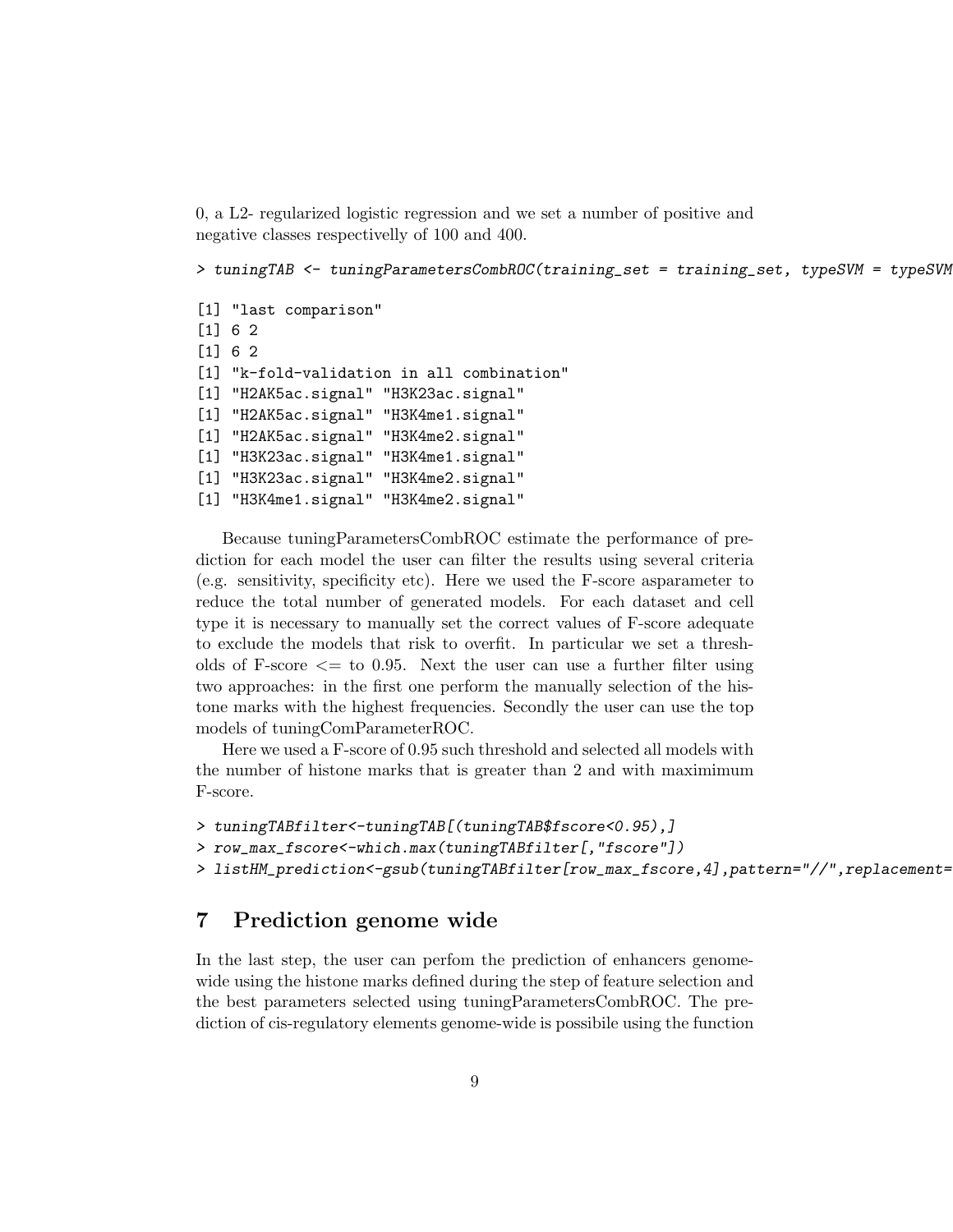0, a L2- regularized logistic regression and we set a number of positive and negative classes respectivelly of 100 and 400.

```
> tuningTAB <- tuningParametersCombROC(training_set = training_set, typeSVM = typeSVM

[1] "last comparison"
[1] 6 2
[1] 6 2
[1] "k-fold-validation in all combination"
[1] "H2AK5ac.signal" "H3K23ac.signal"
[1] "H2AK5ac.signal" "H3K4me1.signal"
[1] "H2AK5ac.signal" "H3K4me2.signal"
[1] "H3K23ac.signal" "H3K4me1.signal"
[1] "H3K23ac.signal" "H3K4me2.signal"
[1] "H3K4me1.signal" "H3K4me2.signal"
```

Because tuningParametersCombROC estimate the performance of prediction for each model the user can filter the results using several criteria (e.g. sensitivity, specificity etc). Here we used the F-score asparameter to reduce the total number of generated models. For each dataset and cell type it is necessary to manually set the correct values of F-score adequate to exclude the models that risk to overfit. In particular we set a thresholds of F-score <= to 0.95. Next the user can use a further filter using two approaches: in the first one perform the manually selection of the histone marks with the highest frequencies. Secondly the user can use the top models of tuningComParameterROC.

Here we used a F-score of 0.95 such threshold and selected all models with the number of histone marks that is greater than 2 and with maximimum F-score.

```
> tuningTABfilter<-tuningTAB[(tuningTAB$fscore<0.95),]
> row_max_fscore<-which.max(tuningTABfilter[,"fscore"])
> listHM_prediction<-gsub(tuningTABfilter[row_max_fscore,4],pattern="//",replacement=
```

## 7 Prediction genome wide

In the last step, the user can perfom the prediction of enhancers genome-wide using the histone marks defined during the step of feature selection and the best parameters selected using tuningParametersCombROC. The prediction of cis-regulatory elements genome-wide is possibile using the function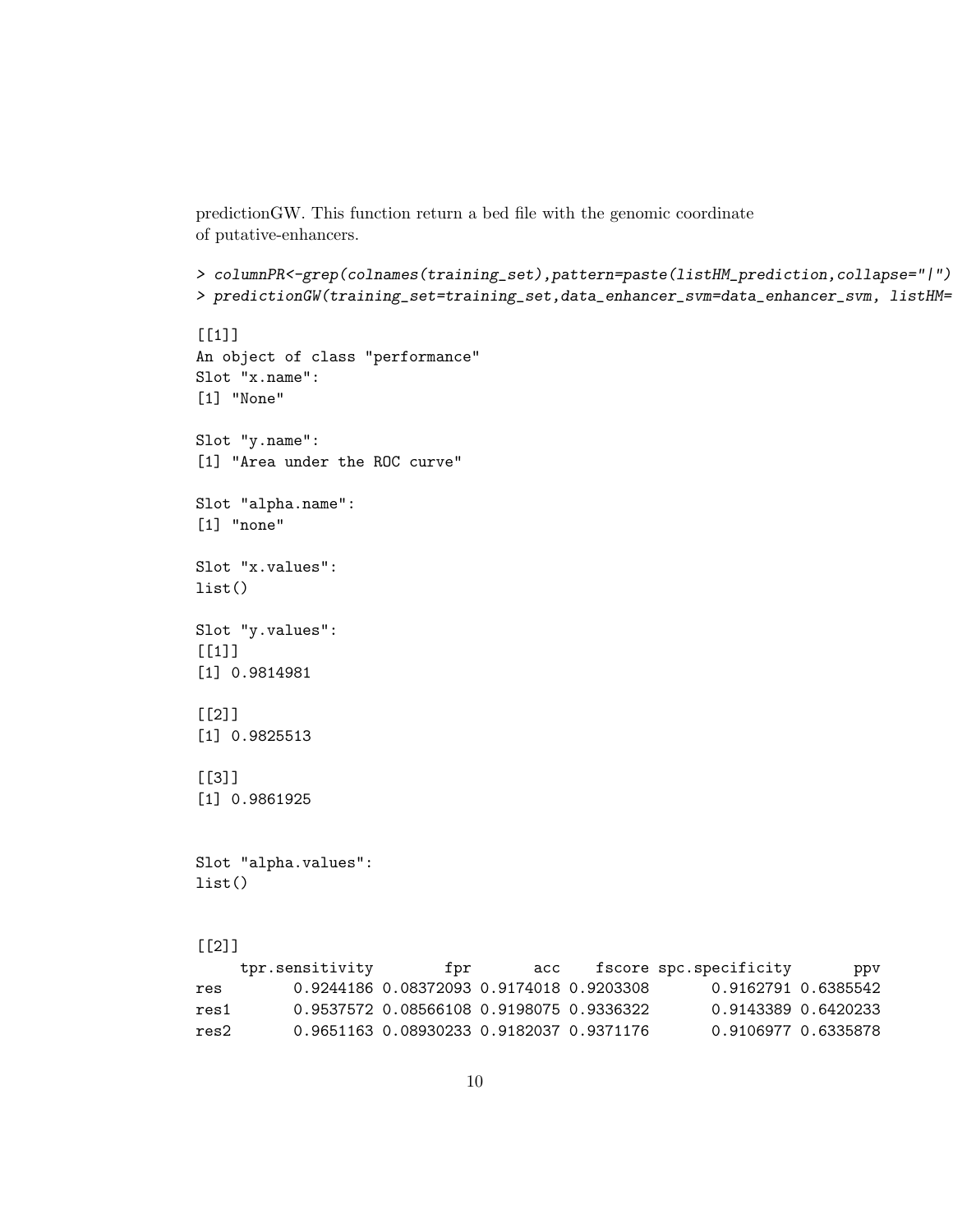predictionGW. This function return a bed file with the genomic coordinate of putative-enhancers.

```
> columnPR<-grep(colnames(training_set),pattern=paste(listHM_prediction,collapse="|")
> predictionGW(training_set=training_set,data_enhancer_svm=data_enhancer_svm, listHM=

[[1]]
An object of class "performance"
Slot "x.name":
[1] "None"

Slot "y.name":
[1] "Area under the ROC curve"

Slot "alpha.name":
[1] "none"

Slot "x.values":
list()

Slot "y.values":
[[1]]
[1] 0.9814981

[[2]]
[1] 0.9825513

[[3]]
[1] 0.9861925


Slot "alpha.values":
list()


[[2]]
     tpr.sensitivity        fpr       acc    fscore spc.specificity       ppv
res        0.9244186 0.08372093 0.9174018 0.9203308       0.9162791 0.6385542
res1       0.9537572 0.08566108 0.9198075 0.9336322       0.9143389 0.6420233
res2       0.9651163 0.08930233 0.9182037 0.9371176       0.9106977 0.6335878
```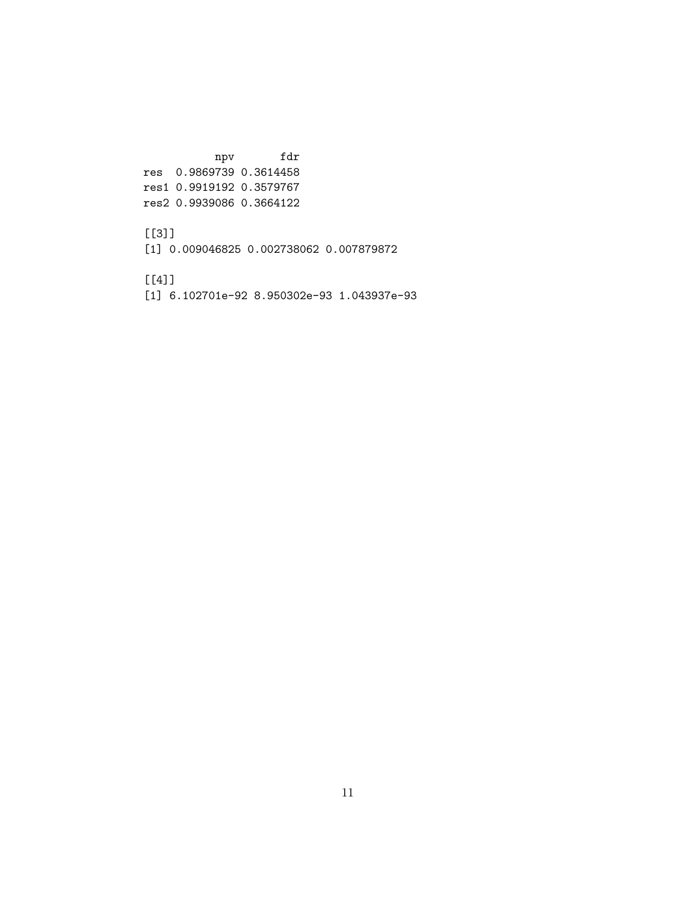```
           npv       fdr
res  0.9869739 0.3614458
res1 0.9919192 0.3579767
res2 0.9939086 0.3664122

[[3]]
[1] 0.009046825 0.002738062 0.007879872

[[4]]
[1] 6.102701e-92 8.950302e-93 1.043937e-93
```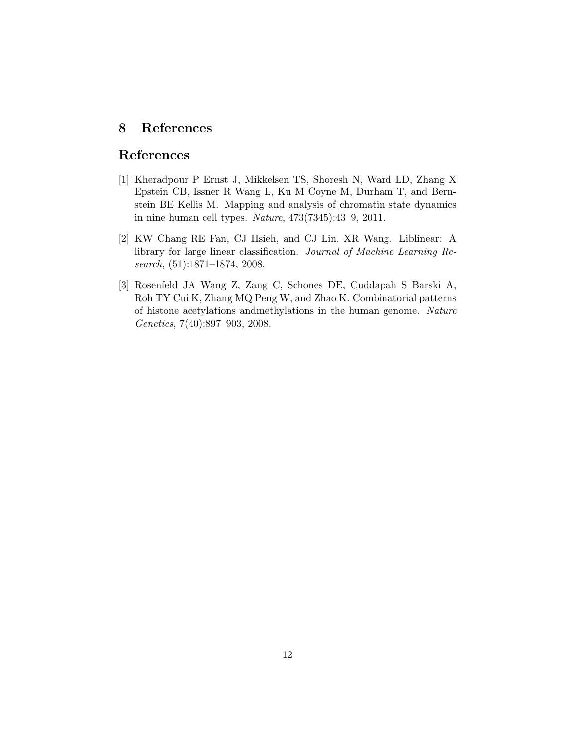# 8 References

## References

[1] Kheradpour P Ernst J, Mikkelsen TS, Shoresh N, Ward LD, Zhang X Epstein CB, Issner R Wang L, Ku M Coyne M, Durham T, and Bernstein BE Kellis M. Mapping and analysis of chromatin state dynamics in nine human cell types. *Nature*, 473(7345):43–9, 2011.

[2] KW Chang RE Fan, CJ Hsieh, and CJ Lin. XR Wang. Liblinear: A library for large linear classification. *Journal of Machine Learning Research*, (51):1871–1874, 2008.

[3] Rosenfeld JA Wang Z, Zang C, Schones DE, Cuddapah S Barski A, Roh TY Cui K, Zhang MQ Peng W, and Zhao K. Combinatorial patterns of histone acetylations andmethylations in the human genome. *Nature Genetics*, 7(40):897–903, 2008.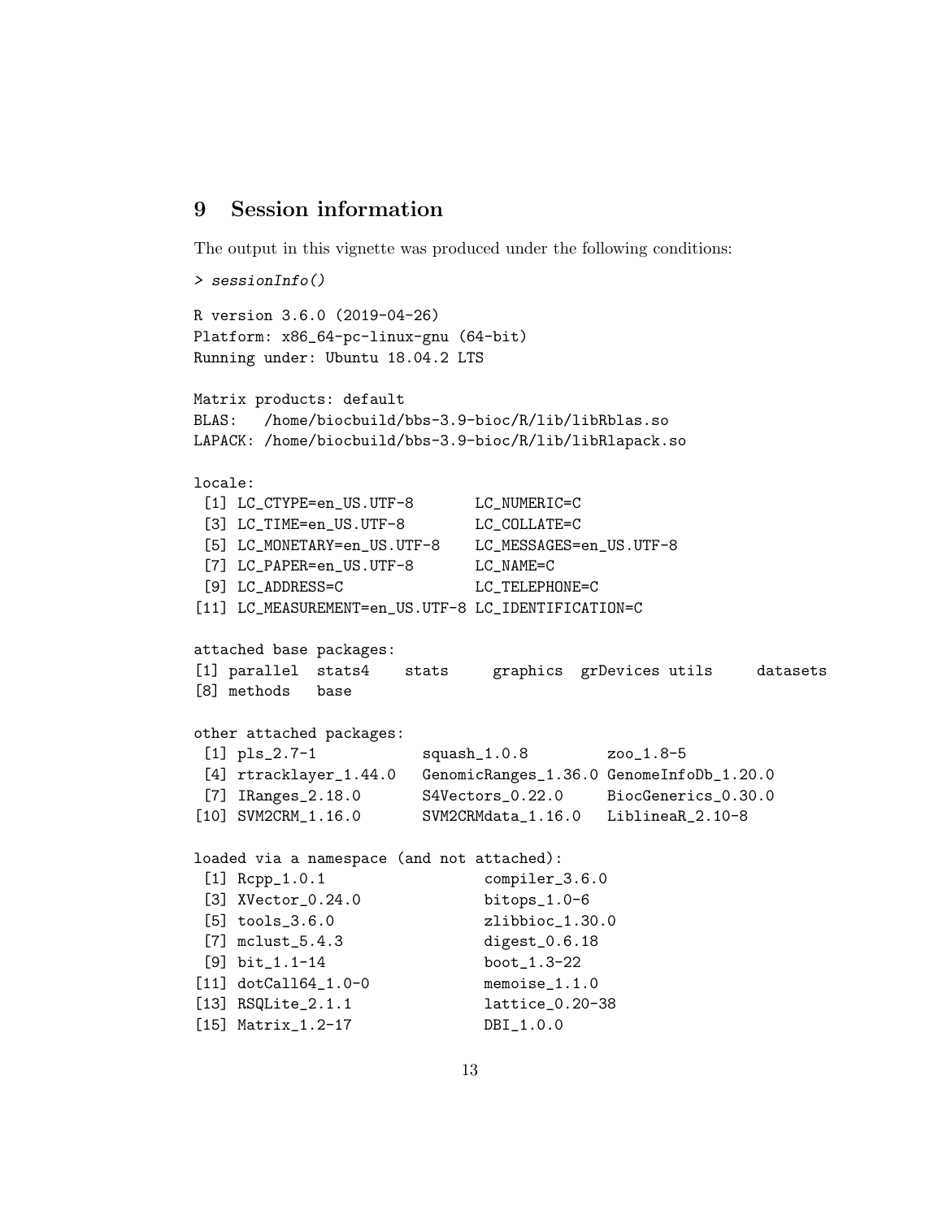## 9 Session information

The output in this vignette was produced under the following conditions:

```
> sessionInfo()

R version 3.6.0 (2019-04-26)
Platform: x86_64-pc-linux-gnu (64-bit)
Running under: Ubuntu 18.04.2 LTS

Matrix products: default
BLAS:   /home/biocbuild/bbs-3.9-bioc/R/lib/libRblas.so
LAPACK: /home/biocbuild/bbs-3.9-bioc/R/lib/libRlapack.so

locale:
 [1] LC_CTYPE=en_US.UTF-8       LC_NUMERIC=C
 [3] LC_TIME=en_US.UTF-8        LC_COLLATE=C
 [5] LC_MONETARY=en_US.UTF-8    LC_MESSAGES=en_US.UTF-8
 [7] LC_PAPER=en_US.UTF-8       LC_NAME=C
 [9] LC_ADDRESS=C               LC_TELEPHONE=C
[11] LC_MEASUREMENT=en_US.UTF-8 LC_IDENTIFICATION=C

attached base packages:
[1] parallel  stats4    stats     graphics  grDevices utils     datasets
[8] methods   base

other attached packages:
 [1] pls_2.7-1            squash_1.0.8         zoo_1.8-5
 [4] rtracklayer_1.44.0   GenomicRanges_1.36.0 GenomeInfoDb_1.20.0
 [7] IRanges_2.18.0       S4Vectors_0.22.0     BiocGenerics_0.30.0
[10] SVM2CRM_1.16.0       SVM2CRMdata_1.16.0   LiblineaR_2.10-8

loaded via a namespace (and not attached):
 [1] Rcpp_1.0.1                  compiler_3.6.0
 [3] XVector_0.24.0              bitops_1.0-6
 [5] tools_3.6.0                 zlibbioc_1.30.0
 [7] mclust_5.4.3                digest_0.6.18
 [9] bit_1.1-14                  boot_1.3-22
[11] dotCall64_1.0-0             memoise_1.1.0
[13] RSQLite_2.1.1               lattice_0.20-38
[15] Matrix_1.2-17               DBI_1.0.0
```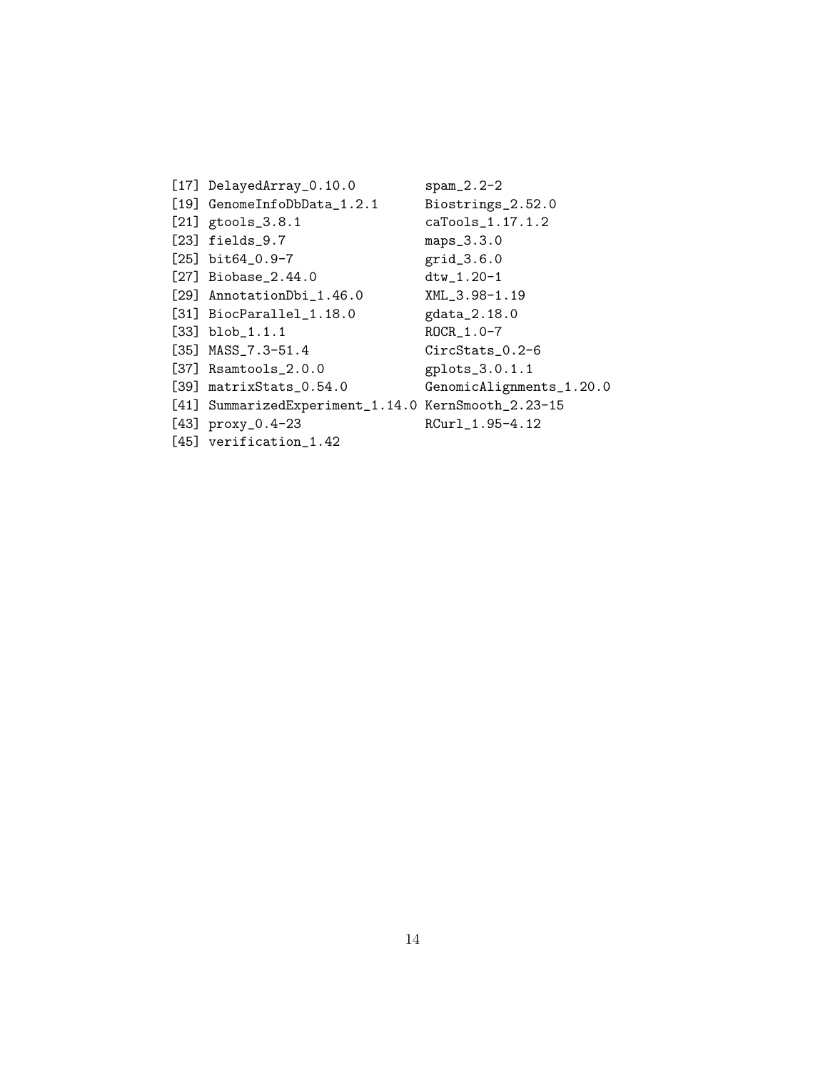```
[17] DelayedArray_0.10.0         spam_2.2-2
[19] GenomeInfoDbData_1.2.1      Biostrings_2.52.0
[21] gtools_3.8.1                caTools_1.17.1.2
[23] fields_9.7                  maps_3.3.0
[25] bit64_0.9-7                 grid_3.6.0
[27] Biobase_2.44.0              dtw_1.20-1
[29] AnnotationDbi_1.46.0        XML_3.98-1.19
[31] BiocParallel_1.18.0         gdata_2.18.0
[33] blob_1.1.1                  ROCR_1.0-7
[35] MASS_7.3-51.4               CircStats_0.2-6
[37] Rsamtools_2.0.0             gplots_3.0.1.1
[39] matrixStats_0.54.0          GenomicAlignments_1.20.0
[41] SummarizedExperiment_1.14.0 KernSmooth_2.23-15
[43] proxy_0.4-23                RCurl_1.95-4.12
[45] verification_1.42
```